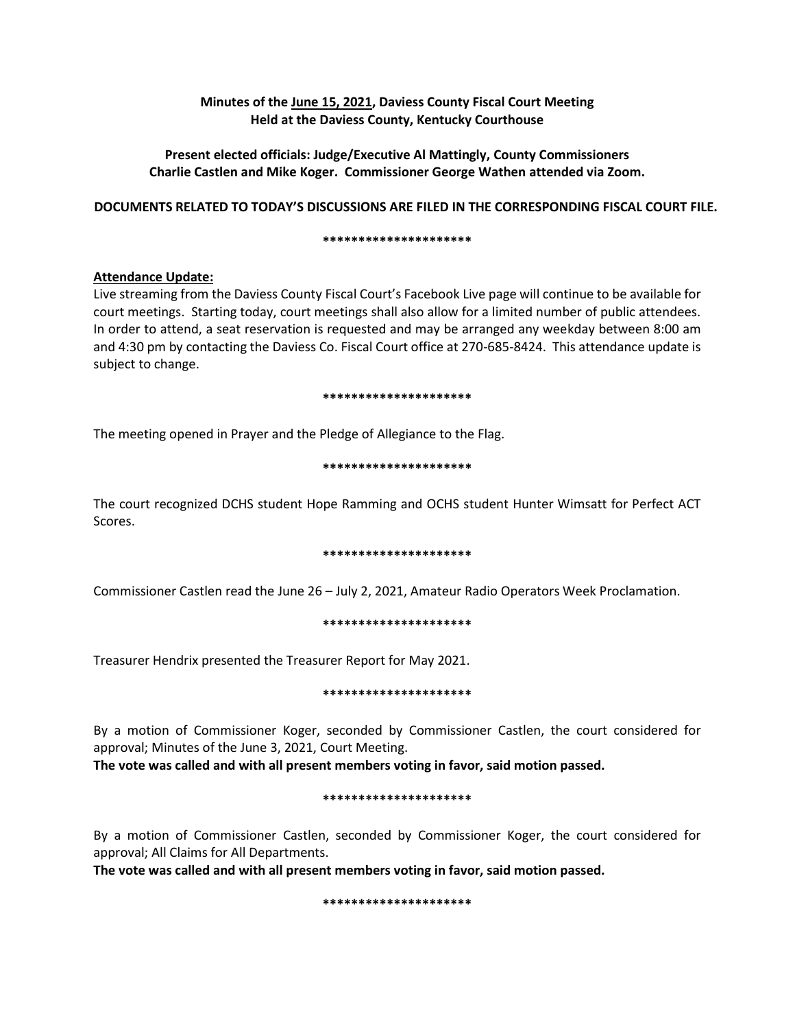**Minutes of the June 15, 2021, Daviess County Fiscal Court Meeting Held at the Daviess County, Kentucky Courthouse**

**Present elected officials: Judge/Executive Al Mattingly, County Commissioners Charlie Castlen and Mike Koger. Commissioner George Wathen attended via Zoom.**

**DOCUMENTS RELATED TO TODAY'S DISCUSSIONS ARE FILED IN THE CORRESPONDING FISCAL COURT FILE.**

*********************

**Attendance Update:**

Live streaming from the Daviess County Fiscal Court's Facebook Live page will continue to be available for court meetings. Starting today, court meetings shall also allow for a limited number of public attendees. In order to attend, a seat reservation is requested and may be arranged any weekday between 8:00 am and 4:30 pm by contacting the Daviess Co. Fiscal Court office at 270-685-8424. This attendance update is subject to change.

*********************

The meeting opened in Prayer and the Pledge of Allegiance to the Flag.

*********************

The court recognized DCHS student Hope Ramming and OCHS student Hunter Wimsatt for Perfect ACT Scores.

*********************

Commissioner Castlen read the June 26 – July 2, 2021, Amateur Radio Operators Week Proclamation.

*********************

Treasurer Hendrix presented the Treasurer Report for May 2021.

*********************

By a motion of Commissioner Koger, seconded by Commissioner Castlen, the court considered for approval; Minutes of the June 3, 2021, Court Meeting.

**The vote was called and with all present members voting in favor, said motion passed.**

*********************

By a motion of Commissioner Castlen, seconded by Commissioner Koger, the court considered for approval; All Claims for All Departments.

**The vote was called and with all present members voting in favor, said motion passed.**

*********************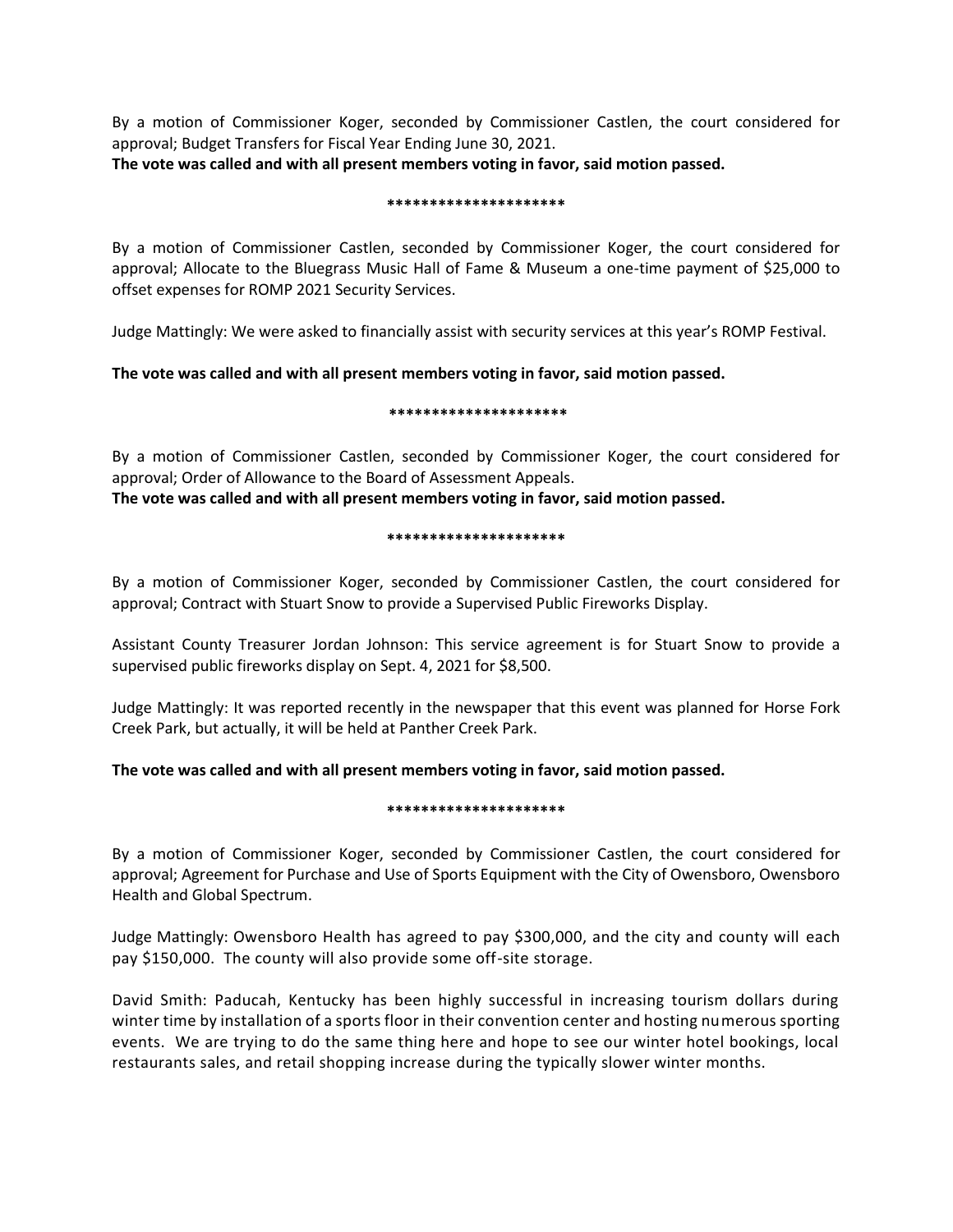By a motion of Commissioner Koger, seconded by Commissioner Castlen, the court considered for approval; Budget Transfers for Fiscal Year Ending June 30, 2021.
**The vote was called and with all present members voting in favor, said motion passed.**

**********************

By a motion of Commissioner Castlen, seconded by Commissioner Koger, the court considered for approval; Allocate to the Bluegrass Music Hall of Fame & Museum a one-time payment of $25,000 to offset expenses for ROMP 2021 Security Services.

Judge Mattingly: We were asked to financially assist with security services at this year's ROMP Festival.

**The vote was called and with all present members voting in favor, said motion passed.**

**********************

By a motion of Commissioner Castlen, seconded by Commissioner Koger, the court considered for approval; Order of Allowance to the Board of Assessment Appeals.
**The vote was called and with all present members voting in favor, said motion passed.**

**********************

By a motion of Commissioner Koger, seconded by Commissioner Castlen, the court considered for approval; Contract with Stuart Snow to provide a Supervised Public Fireworks Display.

Assistant County Treasurer Jordan Johnson: This service agreement is for Stuart Snow to provide a supervised public fireworks display on Sept. 4, 2021 for $8,500.

Judge Mattingly: It was reported recently in the newspaper that this event was planned for Horse Fork Creek Park, but actually, it will be held at Panther Creek Park.

**The vote was called and with all present members voting in favor, said motion passed.**

**********************

By a motion of Commissioner Koger, seconded by Commissioner Castlen, the court considered for approval; Agreement for Purchase and Use of Sports Equipment with the City of Owensboro, Owensboro Health and Global Spectrum.

Judge Mattingly: Owensboro Health has agreed to pay $300,000, and the city and county will each pay $150,000. The county will also provide some off-site storage.

David Smith: Paducah, Kentucky has been highly successful in increasing tourism dollars during winter time by installation of a sports floor in their convention center and hosting numerous sporting events. We are trying to do the same thing here and hope to see our winter hotel bookings, local restaurants sales, and retail shopping increase during the typically slower winter months.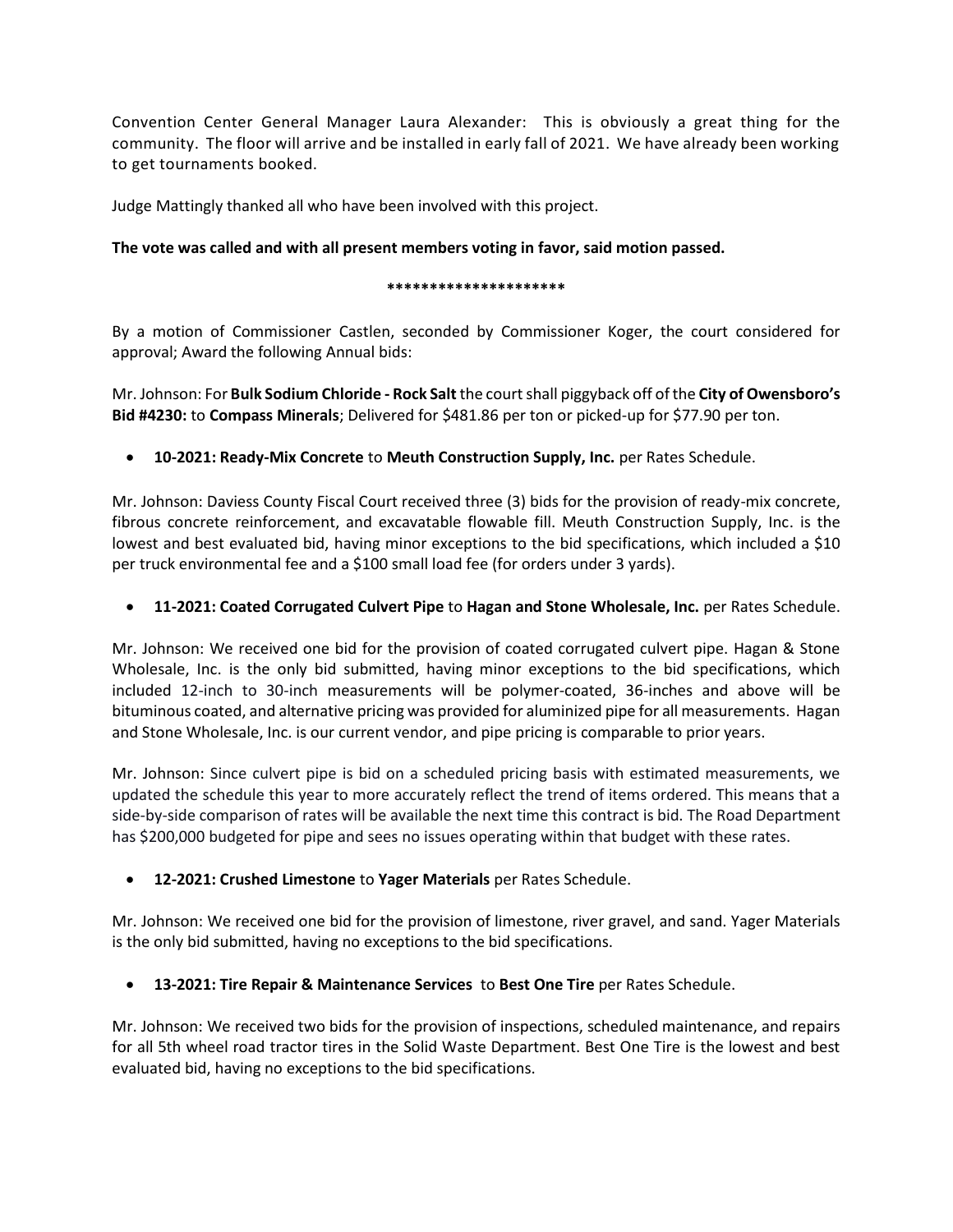Convention Center General Manager Laura Alexander: This is obviously a great thing for the community. The floor will arrive and be installed in early fall of 2021. We have already been working to get tournaments booked.

Judge Mattingly thanked all who have been involved with this project.

**The vote was called and with all present members voting in favor, said motion passed.**

*********************

By a motion of Commissioner Castlen, seconded by Commissioner Koger, the court considered for approval; Award the following Annual bids:

Mr. Johnson: For **Bulk Sodium Chloride - Rock Salt** the court shall piggyback off of the **City of Owensboro's Bid #4230:** to **Compass Minerals**; Delivered for $481.86 per ton or picked-up for $77.90 per ton.

- **10-2021: Ready-Mix Concrete** to **Meuth Construction Supply, Inc.** per Rates Schedule.

Mr. Johnson: Daviess County Fiscal Court received three (3) bids for the provision of ready-mix concrete, fibrous concrete reinforcement, and excavatable flowable fill. Meuth Construction Supply, Inc. is the lowest and best evaluated bid, having minor exceptions to the bid specifications, which included a $10 per truck environmental fee and a $100 small load fee (for orders under 3 yards).

- **11-2021: Coated Corrugated Culvert Pipe** to **Hagan and Stone Wholesale, Inc.** per Rates Schedule.

Mr. Johnson: We received one bid for the provision of coated corrugated culvert pipe. Hagan & Stone Wholesale, Inc. is the only bid submitted, having minor exceptions to the bid specifications, which included 12-inch to 30-inch measurements will be polymer-coated, 36-inches and above will be bituminous coated, and alternative pricing was provided for aluminized pipe for all measurements. Hagan and Stone Wholesale, Inc. is our current vendor, and pipe pricing is comparable to prior years.

Mr. Johnson: Since culvert pipe is bid on a scheduled pricing basis with estimated measurements, we updated the schedule this year to more accurately reflect the trend of items ordered. This means that a side-by-side comparison of rates will be available the next time this contract is bid. The Road Department has $200,000 budgeted for pipe and sees no issues operating within that budget with these rates.

- **12-2021: Crushed Limestone** to **Yager Materials** per Rates Schedule.

Mr. Johnson: We received one bid for the provision of limestone, river gravel, and sand. Yager Materials is the only bid submitted, having no exceptions to the bid specifications.

- **13-2021: Tire Repair & Maintenance Services** to **Best One Tire** per Rates Schedule.

Mr. Johnson: We received two bids for the provision of inspections, scheduled maintenance, and repairs for all 5th wheel road tractor tires in the Solid Waste Department. Best One Tire is the lowest and best evaluated bid, having no exceptions to the bid specifications.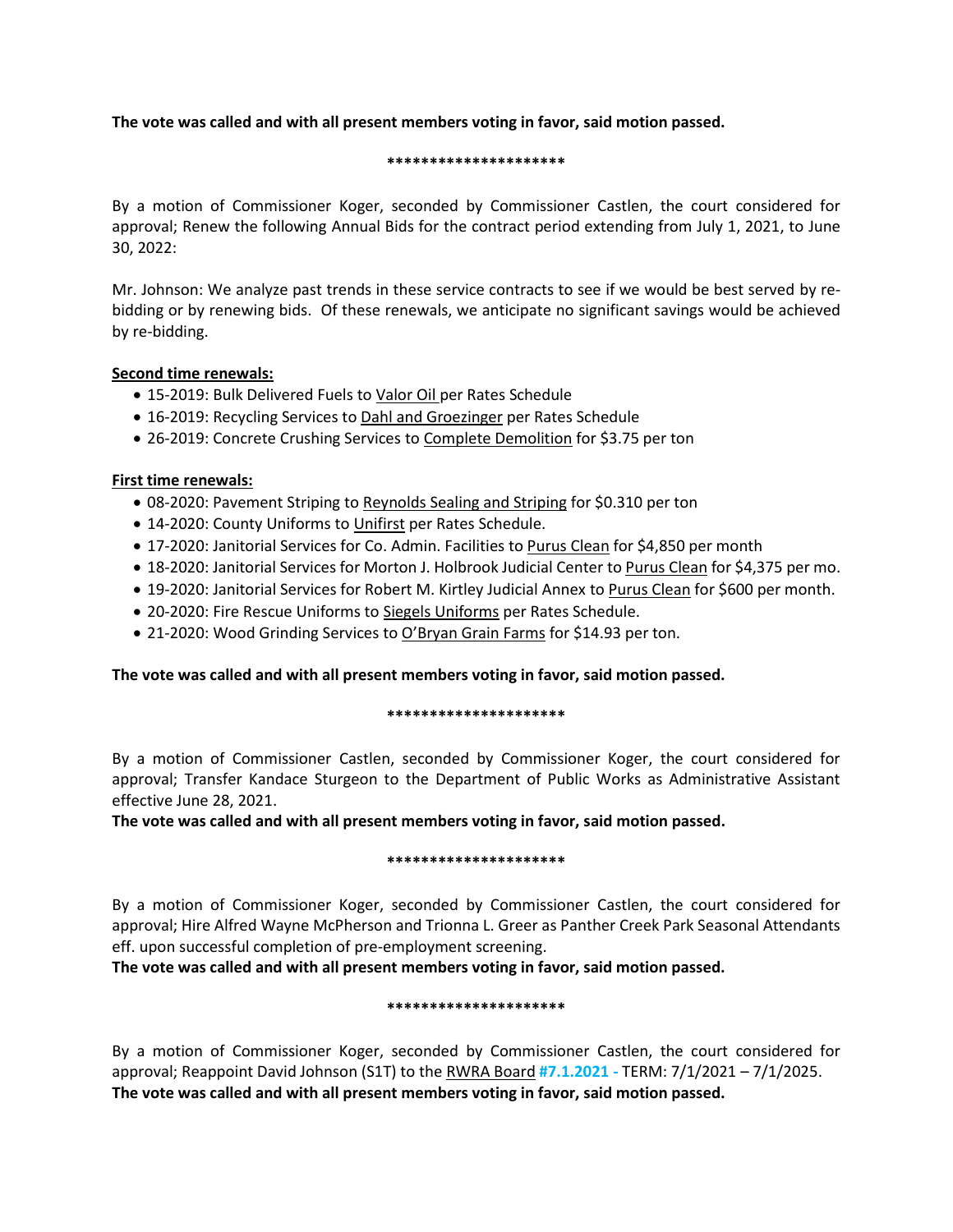**The vote was called and with all present members voting in favor, said motion passed.**

*********************

By a motion of Commissioner Koger, seconded by Commissioner Castlen, the court considered for approval; Renew the following Annual Bids for the contract period extending from July 1, 2021, to June 30, 2022:

Mr. Johnson: We analyze past trends in these service contracts to see if we would be best served by re-bidding or by renewing bids. Of these renewals, we anticipate no significant savings would be achieved by re-bidding.

**Second time renewals:**

- 15-2019: Bulk Delivered Fuels to Valor Oil per Rates Schedule
- 16-2019: Recycling Services to Dahl and Groezinger per Rates Schedule
- 26-2019: Concrete Crushing Services to Complete Demolition for $3.75 per ton

**First time renewals:**

- 08-2020: Pavement Striping to Reynolds Sealing and Striping for $0.310 per ton
- 14-2020: County Uniforms to Unifirst per Rates Schedule.
- 17-2020: Janitorial Services for Co. Admin. Facilities to Purus Clean for $4,850 per month
- 18-2020: Janitorial Services for Morton J. Holbrook Judicial Center to Purus Clean for $4,375 per mo.
- 19-2020: Janitorial Services for Robert M. Kirtley Judicial Annex to Purus Clean for $600 per month.
- 20-2020: Fire Rescue Uniforms to Siegels Uniforms per Rates Schedule.
- 21-2020: Wood Grinding Services to O'Bryan Grain Farms for $14.93 per ton.

**The vote was called and with all present members voting in favor, said motion passed.**

*********************

By a motion of Commissioner Castlen, seconded by Commissioner Koger, the court considered for approval; Transfer Kandace Sturgeon to the Department of Public Works as Administrative Assistant effective June 28, 2021.

**The vote was called and with all present members voting in favor, said motion passed.**

*********************

By a motion of Commissioner Koger, seconded by Commissioner Castlen, the court considered for approval; Hire Alfred Wayne McPherson and Trionna L. Greer as Panther Creek Park Seasonal Attendants eff. upon successful completion of pre-employment screening.

**The vote was called and with all present members voting in favor, said motion passed.**

*********************

By a motion of Commissioner Koger, seconded by Commissioner Castlen, the court considered for approval; Reappoint David Johnson (S1T) to the RWRA Board **#7.1.2021 -** TERM: 7/1/2021 – 7/1/2025.

**The vote was called and with all present members voting in favor, said motion passed.**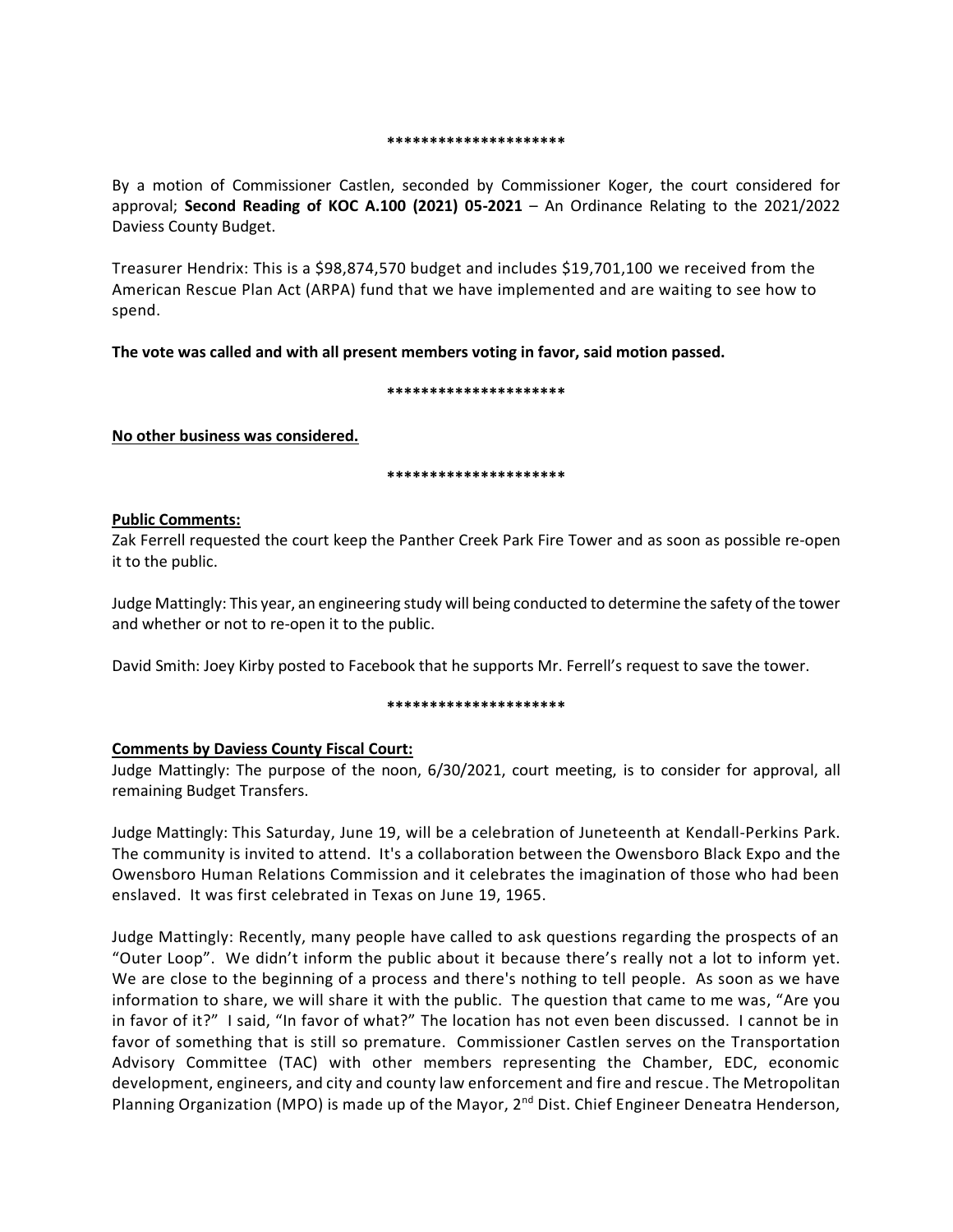*********************

By a motion of Commissioner Castlen, seconded by Commissioner Koger, the court considered for approval; **Second Reading of KOC A.100 (2021) 05-2021** – An Ordinance Relating to the 2021/2022 Daviess County Budget.

Treasurer Hendrix: This is a $98,874,570 budget and includes $19,701,100 we received from the American Rescue Plan Act (ARPA) fund that we have implemented and are waiting to see how to spend.

**The vote was called and with all present members voting in favor, said motion passed.**

*********************

**No other business was considered.**

*********************

**Public Comments:**

Zak Ferrell requested the court keep the Panther Creek Park Fire Tower and as soon as possible re-open it to the public.

Judge Mattingly: This year, an engineering study will being conducted to determine the safety of the tower and whether or not to re-open it to the public.

David Smith: Joey Kirby posted to Facebook that he supports Mr. Ferrell's request to save the tower.

*********************

**Comments by Daviess County Fiscal Court:**

Judge Mattingly: The purpose of the noon, 6/30/2021, court meeting, is to consider for approval, all remaining Budget Transfers.

Judge Mattingly: This Saturday, June 19, will be a celebration of Juneteenth at Kendall-Perkins Park. The community is invited to attend. It's a collaboration between the Owensboro Black Expo and the Owensboro Human Relations Commission and it celebrates the imagination of those who had been enslaved. It was first celebrated in Texas on June 19, 1965.

Judge Mattingly: Recently, many people have called to ask questions regarding the prospects of an "Outer Loop". We didn't inform the public about it because there's really not a lot to inform yet. We are close to the beginning of a process and there's nothing to tell people. As soon as we have information to share, we will share it with the public. The question that came to me was, "Are you in favor of it?" I said, "In favor of what?" The location has not even been discussed. I cannot be in favor of something that is still so premature. Commissioner Castlen serves on the Transportation Advisory Committee (TAC) with other members representing the Chamber, EDC, economic development, engineers, and city and county law enforcement and fire and rescue. The Metropolitan Planning Organization (MPO) is made up of the Mayor, 2nd Dist. Chief Engineer Deneatra Henderson,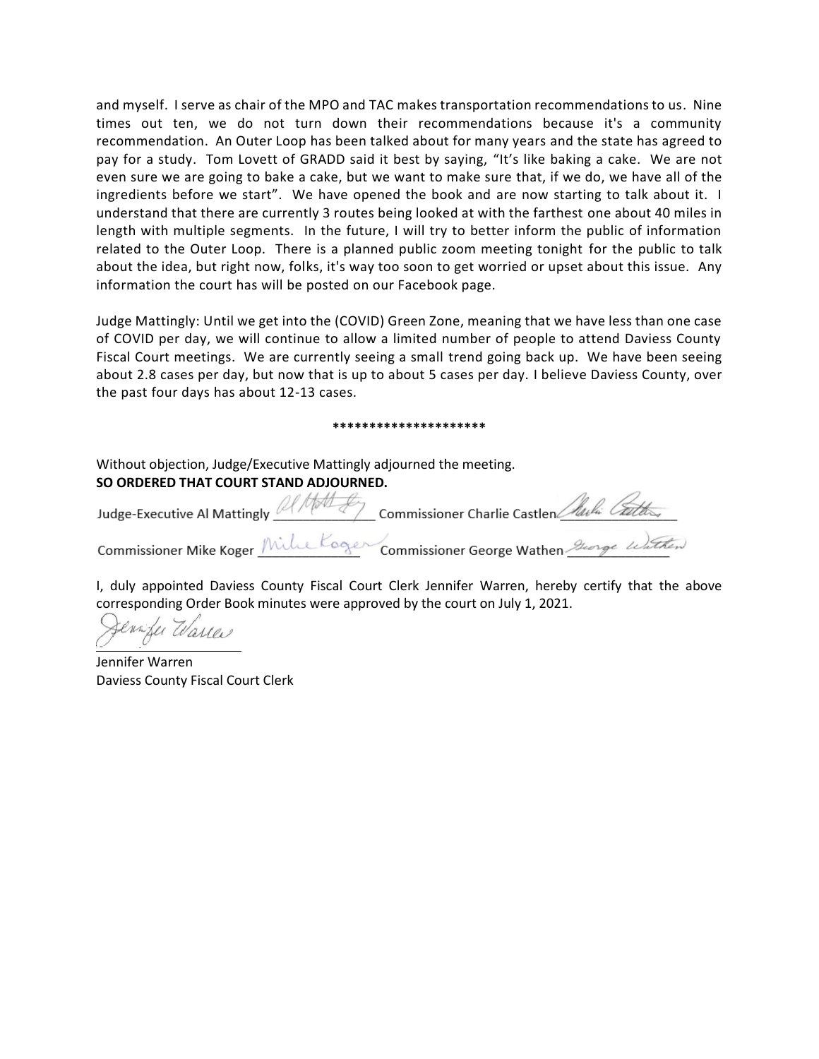and myself. I serve as chair of the MPO and TAC makes transportation recommendations to us. Nine times out ten, we do not turn down their recommendations because it's a community recommendation. An Outer Loop has been talked about for many years and the state has agreed to pay for a study. Tom Lovett of GRADD said it best by saying, "It's like baking a cake. We are not even sure we are going to bake a cake, but we want to make sure that, if we do, we have all of the ingredients before we start". We have opened the book and are now starting to talk about it. I understand that there are currently 3 routes being looked at with the farthest one about 40 miles in length with multiple segments. In the future, I will try to better inform the public of information related to the Outer Loop. There is a planned public zoom meeting tonight for the public to talk about the idea, but right now, folks, it's way too soon to get worried or upset about this issue. Any information the court has will be posted on our Facebook page.

Judge Mattingly: Until we get into the (COVID) Green Zone, meaning that we have less than one case of COVID per day, we will continue to allow a limited number of people to attend Daviess County Fiscal Court meetings. We are currently seeing a small trend going back up. We have been seeing about 2.8 cases per day, but now that is up to about 5 cases per day. I believe Daviess County, over the past four days has about 12-13 cases.

*********************

Without objection, Judge/Executive Mattingly adjourned the meeting.
**SO ORDERED THAT COURT STAND ADJOURNED.**

Judge-Executive Al Mattingly *Al Mattingly* Commissioner Charlie Castlen *Charlie Castlen*

Commissioner Mike Koger *Mike Koger* Commissioner George Wathen *George Wathen*

I, duly appointed Daviess County Fiscal Court Clerk Jennifer Warren, hereby certify that the above corresponding Order Book minutes were approved by the court on July 1, 2021.

*Jennifer Warren*

Jennifer Warren
Daviess County Fiscal Court Clerk